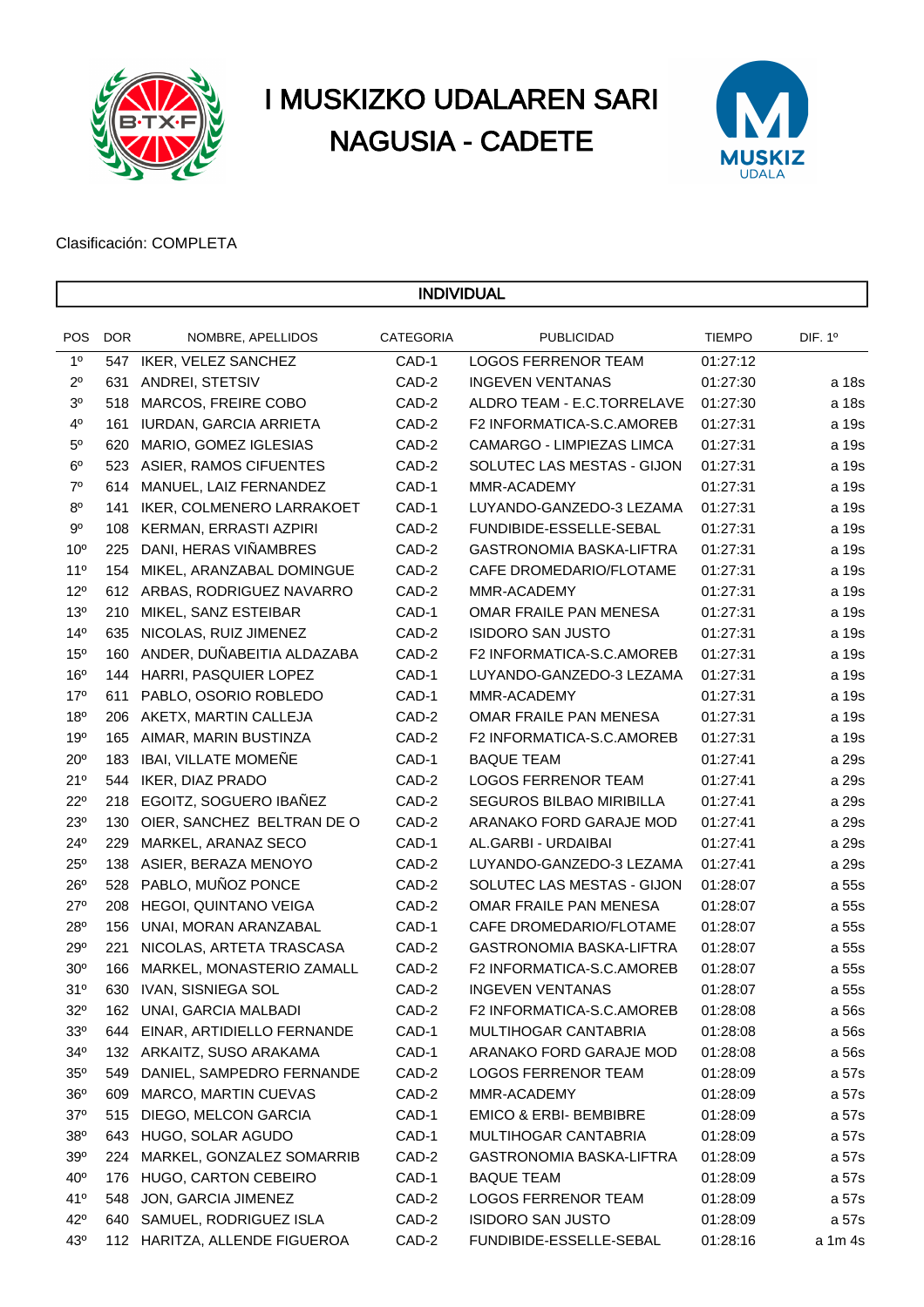# I MUSKIZKO UDALAREN SARI NAGUSIA - CADETE

Clasificación: COMPLETA

## INDIVIDUAL

| POS | DOR | NOMBRE, APELLIDOS | CATEGORIA | PUBLICIDAD | TIEMPO | DIF. 1º |
|---|---|---|---|---|---|---|
| 1º | 547 | IKER, VELEZ SANCHEZ | CAD-1 | LOGOS FERRENOR TEAM | 01:27:12 | |
| 2º | 631 | ANDREI, STETSIV | CAD-2 | INGEVEN VENTANAS | 01:27:30 | a 18s |
| 3º | 518 | MARCOS, FREIRE COBO | CAD-2 | ALDRO TEAM - E.C.TORRELAVE | 01:27:30 | a 18s |
| 4º | 161 | IURDAN, GARCIA ARRIETA | CAD-2 | F2 INFORMATICA-S.C.AMOREB | 01:27:31 | a 19s |
| 5º | 620 | MARIO, GOMEZ IGLESIAS | CAD-2 | CAMARGO - LIMPIEZAS LIMCA | 01:27:31 | a 19s |
| 6º | 523 | ASIER, RAMOS CIFUENTES | CAD-2 | SOLUTEC LAS MESTAS - GIJON | 01:27:31 | a 19s |
| 7º | 614 | MANUEL, LAIZ FERNANDEZ | CAD-1 | MMR-ACADEMY | 01:27:31 | a 19s |
| 8º | 141 | IKER, COLMENERO LARRAKOET | CAD-1 | LUYANDO-GANZEDO-3 LEZAMA | 01:27:31 | a 19s |
| 9º | 108 | KERMAN, ERRASTI AZPIRI | CAD-2 | FUNDIBIDE-ESSELLE-SEBAL | 01:27:31 | a 19s |
| 10º | 225 | DANI, HERAS VIÑAMBRES | CAD-2 | GASTRONOMIA BASKA-LIFTRA | 01:27:31 | a 19s |
| 11º | 154 | MIKEL, ARANZABAL DOMINGUE | CAD-2 | CAFE DROMEDARIO/FLOTAME | 01:27:31 | a 19s |
| 12º | 612 | ARBAS, RODRIGUEZ NAVARRO | CAD-2 | MMR-ACADEMY | 01:27:31 | a 19s |
| 13º | 210 | MIKEL, SANZ ESTEIBAR | CAD-1 | OMAR FRAILE PAN MENESA | 01:27:31 | a 19s |
| 14º | 635 | NICOLAS, RUIZ JIMENEZ | CAD-2 | ISIDORO SAN JUSTO | 01:27:31 | a 19s |
| 15º | 160 | ANDER, DUÑABEITIA ALDAZABA | CAD-2 | F2 INFORMATICA-S.C.AMOREB | 01:27:31 | a 19s |
| 16º | 144 | HARRI, PASQUIER LOPEZ | CAD-1 | LUYANDO-GANZEDO-3 LEZAMA | 01:27:31 | a 19s |
| 17º | 611 | PABLO, OSORIO ROBLEDO | CAD-1 | MMR-ACADEMY | 01:27:31 | a 19s |
| 18º | 206 | AKETX, MARTIN CALLEJA | CAD-2 | OMAR FRAILE PAN MENESA | 01:27:31 | a 19s |
| 19º | 165 | AIMAR, MARIN BUSTINZA | CAD-2 | F2 INFORMATICA-S.C.AMOREB | 01:27:31 | a 19s |
| 20º | 183 | IBAI, VILLATE MOMEÑE | CAD-1 | BAQUE TEAM | 01:27:41 | a 29s |
| 21º | 544 | IKER, DIAZ PRADO | CAD-2 | LOGOS FERRENOR TEAM | 01:27:41 | a 29s |
| 22º | 218 | EGOITZ, SOGUERO IBAÑEZ | CAD-2 | SEGUROS BILBAO MIRIBILLA | 01:27:41 | a 29s |
| 23º | 130 | OIER, SANCHEZ BELTRAN DE O | CAD-2 | ARANAKO FORD GARAJE MOD | 01:27:41 | a 29s |
| 24º | 229 | MARKEL, ARANAZ SECO | CAD-1 | AL.GARBI - URDAIBAI | 01:27:41 | a 29s |
| 25º | 138 | ASIER, BERAZA MENOYO | CAD-2 | LUYANDO-GANZEDO-3 LEZAMA | 01:27:41 | a 29s |
| 26º | 528 | PABLO, MUÑOZ PONCE | CAD-2 | SOLUTEC LAS MESTAS - GIJON | 01:28:07 | a 55s |
| 27º | 208 | HEGOI, QUINTANO VEIGA | CAD-2 | OMAR FRAILE PAN MENESA | 01:28:07 | a 55s |
| 28º | 156 | UNAI, MORAN ARANZABAL | CAD-1 | CAFE DROMEDARIO/FLOTAME | 01:28:07 | a 55s |
| 29º | 221 | NICOLAS, ARTETA TRASCASA | CAD-2 | GASTRONOMIA BASKA-LIFTRA | 01:28:07 | a 55s |
| 30º | 166 | MARKEL, MONASTERIO ZAMALL | CAD-2 | F2 INFORMATICA-S.C.AMOREB | 01:28:07 | a 55s |
| 31º | 630 | IVAN, SISNIEGA SOL | CAD-2 | INGEVEN VENTANAS | 01:28:07 | a 55s |
| 32º | 162 | UNAI, GARCIA MALBADI | CAD-2 | F2 INFORMATICA-S.C.AMOREB | 01:28:08 | a 56s |
| 33º | 644 | EINAR, ARTIDIELLO FERNANDE | CAD-1 | MULTIHOGAR CANTABRIA | 01:28:08 | a 56s |
| 34º | 132 | ARKAITZ, SUSO ARAKAMA | CAD-1 | ARANAKO FORD GARAJE MOD | 01:28:08 | a 56s |
| 35º | 549 | DANIEL, SAMPEDRO FERNANDE | CAD-2 | LOGOS FERRENOR TEAM | 01:28:09 | a 57s |
| 36º | 609 | MARCO, MARTIN CUEVAS | CAD-2 | MMR-ACADEMY | 01:28:09 | a 57s |
| 37º | 515 | DIEGO, MELCON GARCIA | CAD-1 | EMICO & ERBI- BEMBIBRE | 01:28:09 | a 57s |
| 38º | 643 | HUGO, SOLAR AGUDO | CAD-1 | MULTIHOGAR CANTABRIA | 01:28:09 | a 57s |
| 39º | 224 | MARKEL, GONZALEZ SOMARRIB | CAD-2 | GASTRONOMIA BASKA-LIFTRA | 01:28:09 | a 57s |
| 40º | 176 | HUGO, CARTON CEBEIRO | CAD-1 | BAQUE TEAM | 01:28:09 | a 57s |
| 41º | 548 | JON, GARCIA JIMENEZ | CAD-2 | LOGOS FERRENOR TEAM | 01:28:09 | a 57s |
| 42º | 640 | SAMUEL, RODRIGUEZ ISLA | CAD-2 | ISIDORO SAN JUSTO | 01:28:09 | a 57s |
| 43º | 112 | HARITZA, ALLENDE FIGUEROA | CAD-2 | FUNDIBIDE-ESSELLE-SEBAL | 01:28:16 | a 1m 4s |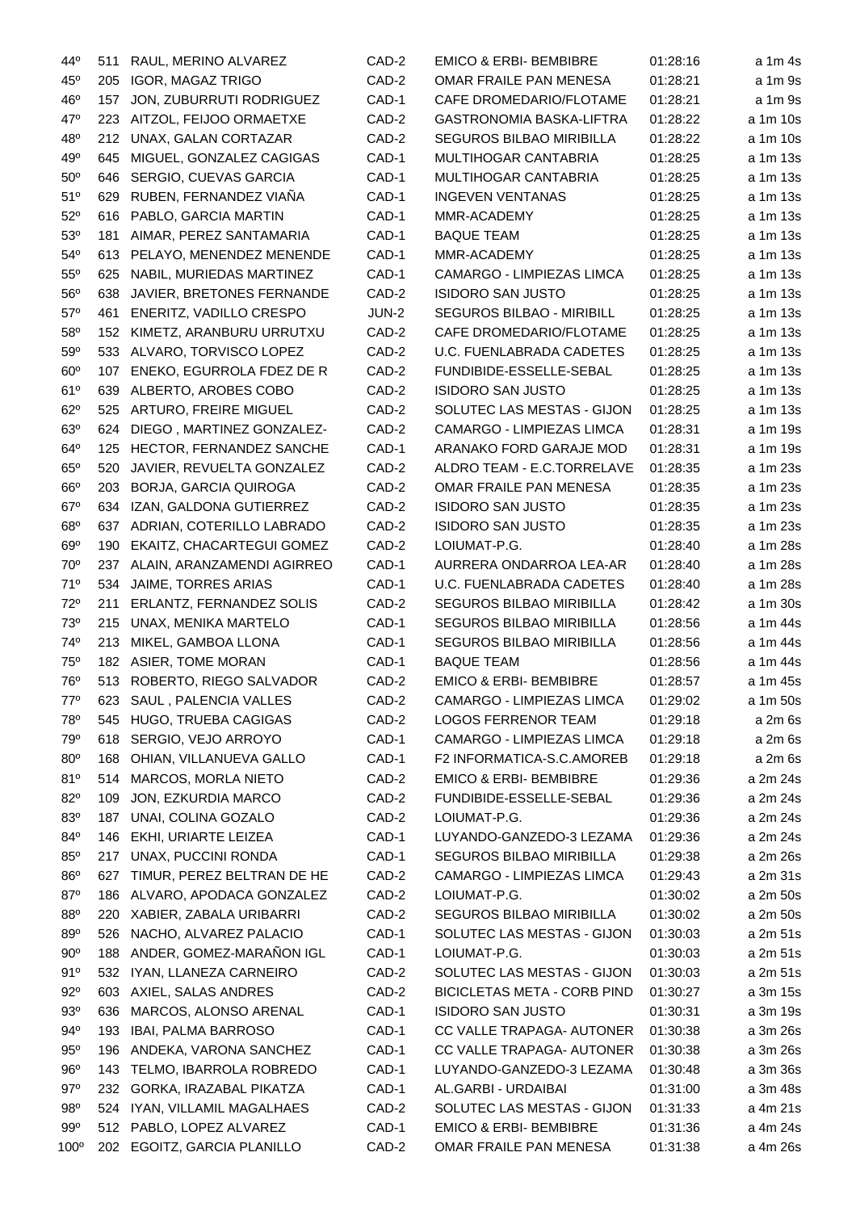| | | | | | | |
|---|---|---|---|---|---|---|
| 44º | 511 | RAUL, MERINO ALVAREZ | CAD-2 | EMICO & ERBI- BEMBIBRE | 01:28:16 | a 1m 4s |
| 45º | 205 | IGOR, MAGAZ TRIGO | CAD-2 | OMAR FRAILE PAN MENESA | 01:28:21 | a 1m 9s |
| 46º | 157 | JON, ZUBURRUTI RODRIGUEZ | CAD-1 | CAFE DROMEDARIO/FLOTAME | 01:28:21 | a 1m 9s |
| 47º | 223 | AITZOL, FEIJOO ORMAETXE | CAD-2 | GASTRONOMIA BASKA-LIFTRA | 01:28:22 | a 1m 10s |
| 48º | 212 | UNAX, GALAN CORTAZAR | CAD-2 | SEGUROS BILBAO MIRIBILLA | 01:28:22 | a 1m 10s |
| 49º | 645 | MIGUEL, GONZALEZ CAGIGAS | CAD-1 | MULTIHOGAR CANTABRIA | 01:28:25 | a 1m 13s |
| 50º | 646 | SERGIO, CUEVAS GARCIA | CAD-1 | MULTIHOGAR CANTABRIA | 01:28:25 | a 1m 13s |
| 51º | 629 | RUBEN, FERNANDEZ VIAÑA | CAD-1 | INGEVEN VENTANAS | 01:28:25 | a 1m 13s |
| 52º | 616 | PABLO, GARCIA MARTIN | CAD-1 | MMR-ACADEMY | 01:28:25 | a 1m 13s |
| 53º | 181 | AIMAR, PEREZ SANTAMARIA | CAD-1 | BAQUE TEAM | 01:28:25 | a 1m 13s |
| 54º | 613 | PELAYO, MENENDEZ MENENDE | CAD-1 | MMR-ACADEMY | 01:28:25 | a 1m 13s |
| 55º | 625 | NABIL, MURIEDAS MARTINEZ | CAD-1 | CAMARGO - LIMPIEZAS LIMCA | 01:28:25 | a 1m 13s |
| 56º | 638 | JAVIER, BRETONES FERNANDE | CAD-2 | ISIDORO SAN JUSTO | 01:28:25 | a 1m 13s |
| 57º | 461 | ENERITZ, VADILLO CRESPO | JUN-2 | SEGUROS BILBAO - MIRIBILL | 01:28:25 | a 1m 13s |
| 58º | 152 | KIMETZ, ARANBURU URRUTXU | CAD-2 | CAFE DROMEDARIO/FLOTAME | 01:28:25 | a 1m 13s |
| 59º | 533 | ALVARO, TORVISCO LOPEZ | CAD-2 | U.C. FUENLABRADA CADETES | 01:28:25 | a 1m 13s |
| 60º | 107 | ENEKO, EGURROLA FDEZ DE R | CAD-2 | FUNDIBIDE-ESSELLE-SEBAL | 01:28:25 | a 1m 13s |
| 61º | 639 | ALBERTO, AROBES COBO | CAD-2 | ISIDORO SAN JUSTO | 01:28:25 | a 1m 13s |
| 62º | 525 | ARTURO, FREIRE MIGUEL | CAD-2 | SOLUTEC LAS MESTAS - GIJON | 01:28:25 | a 1m 13s |
| 63º | 624 | DIEGO , MARTINEZ GONZALEZ- | CAD-2 | CAMARGO - LIMPIEZAS LIMCA | 01:28:31 | a 1m 19s |
| 64º | 125 | HECTOR, FERNANDEZ SANCHE | CAD-1 | ARANAKO FORD GARAJE MOD | 01:28:31 | a 1m 19s |
| 65º | 520 | JAVIER, REVUELTA GONZALEZ | CAD-2 | ALDRO TEAM - E.C.TORRELAVE | 01:28:35 | a 1m 23s |
| 66º | 203 | BORJA, GARCIA QUIROGA | CAD-2 | OMAR FRAILE PAN MENESA | 01:28:35 | a 1m 23s |
| 67º | 634 | IZAN, GALDONA GUTIERREZ | CAD-2 | ISIDORO SAN JUSTO | 01:28:35 | a 1m 23s |
| 68º | 637 | ADRIAN, COTERILLO LABRADO | CAD-2 | ISIDORO SAN JUSTO | 01:28:35 | a 1m 23s |
| 69º | 190 | EKAITZ, CHACARTEGUI GOMEZ | CAD-2 | LOIUMAT-P.G. | 01:28:40 | a 1m 28s |
| 70º | 237 | ALAIN, ARANZAMENDI AGIRREO | CAD-1 | AURRERA ONDARROA LEA-AR | 01:28:40 | a 1m 28s |
| 71º | 534 | JAIME, TORRES ARIAS | CAD-1 | U.C. FUENLABRADA CADETES | 01:28:40 | a 1m 28s |
| 72º | 211 | ERLANTZ, FERNANDEZ SOLIS | CAD-2 | SEGUROS BILBAO MIRIBILLA | 01:28:42 | a 1m 30s |
| 73º | 215 | UNAX, MENIKA MARTELO | CAD-1 | SEGUROS BILBAO MIRIBILLA | 01:28:56 | a 1m 44s |
| 74º | 213 | MIKEL, GAMBOA LLONA | CAD-1 | SEGUROS BILBAO MIRIBILLA | 01:28:56 | a 1m 44s |
| 75º | 182 | ASIER, TOME MORAN | CAD-1 | BAQUE TEAM | 01:28:56 | a 1m 44s |
| 76º | 513 | ROBERTO, RIEGO SALVADOR | CAD-2 | EMICO & ERBI- BEMBIBRE | 01:28:57 | a 1m 45s |
| 77º | 623 | SAUL , PALENCIA VALLES | CAD-2 | CAMARGO - LIMPIEZAS LIMCA | 01:29:02 | a 1m 50s |
| 78º | 545 | HUGO, TRUEBA CAGIGAS | CAD-2 | LOGOS FERRENOR TEAM | 01:29:18 | a 2m 6s |
| 79º | 618 | SERGIO, VEJO ARROYO | CAD-1 | CAMARGO - LIMPIEZAS LIMCA | 01:29:18 | a 2m 6s |
| 80º | 168 | OHIAN, VILLANUEVA GALLO | CAD-1 | F2 INFORMATICA-S.C.AMOREB | 01:29:18 | a 2m 6s |
| 81º | 514 | MARCOS, MORLA NIETO | CAD-2 | EMICO & ERBI- BEMBIBRE | 01:29:36 | a 2m 24s |
| 82º | 109 | JON, EZKURDIA MARCO | CAD-2 | FUNDIBIDE-ESSELLE-SEBAL | 01:29:36 | a 2m 24s |
| 83º | 187 | UNAI, COLINA GOZALO | CAD-2 | LOIUMAT-P.G. | 01:29:36 | a 2m 24s |
| 84º | 146 | EKHI, URIARTE LEIZEA | CAD-1 | LUYANDO-GANZEDO-3 LEZAMA | 01:29:36 | a 2m 24s |
| 85º | 217 | UNAX, PUCCINI RONDA | CAD-1 | SEGUROS BILBAO MIRIBILLA | 01:29:38 | a 2m 26s |
| 86º | 627 | TIMUR, PEREZ BELTRAN DE HE | CAD-2 | CAMARGO - LIMPIEZAS LIMCA | 01:29:43 | a 2m 31s |
| 87º | 186 | ALVARO, APODACA GONZALEZ | CAD-2 | LOIUMAT-P.G. | 01:30:02 | a 2m 50s |
| 88º | 220 | XABIER, ZABALA URIBARRI | CAD-2 | SEGUROS BILBAO MIRIBILLA | 01:30:02 | a 2m 50s |
| 89º | 526 | NACHO, ALVAREZ PALACIO | CAD-1 | SOLUTEC LAS MESTAS - GIJON | 01:30:03 | a 2m 51s |
| 90º | 188 | ANDER, GOMEZ-MARAÑON IGL | CAD-1 | LOIUMAT-P.G. | 01:30:03 | a 2m 51s |
| 91º | 532 | IYAN, LLANEZA CARNEIRO | CAD-2 | SOLUTEC LAS MESTAS - GIJON | 01:30:03 | a 2m 51s |
| 92º | 603 | AXIEL, SALAS ANDRES | CAD-2 | BICICLETAS META - CORB PIND | 01:30:27 | a 3m 15s |
| 93º | 636 | MARCOS, ALONSO ARENAL | CAD-1 | ISIDORO SAN JUSTO | 01:30:31 | a 3m 19s |
| 94º | 193 | IBAI, PALMA BARROSO | CAD-1 | CC VALLE TRAPAGA- AUTONER | 01:30:38 | a 3m 26s |
| 95º | 196 | ANDEKA, VARONA SANCHEZ | CAD-1 | CC VALLE TRAPAGA- AUTONER | 01:30:38 | a 3m 26s |
| 96º | 143 | TELMO, IBARROLA ROBREDO | CAD-1 | LUYANDO-GANZEDO-3 LEZAMA | 01:30:48 | a 3m 36s |
| 97º | 232 | GORKA, IRAZABAL PIKATZA | CAD-1 | AL.GARBI - URDAIBAI | 01:31:00 | a 3m 48s |
| 98º | 524 | IYAN, VILLAMIL MAGALHAES | CAD-2 | SOLUTEC LAS MESTAS - GIJON | 01:31:33 | a 4m 21s |
| 99º | 512 | PABLO, LOPEZ ALVAREZ | CAD-1 | EMICO & ERBI- BEMBIBRE | 01:31:36 | a 4m 24s |
| 100º | 202 | EGOITZ, GARCIA PLANILLO | CAD-2 | OMAR FRAILE PAN MENESA | 01:31:38 | a 4m 26s |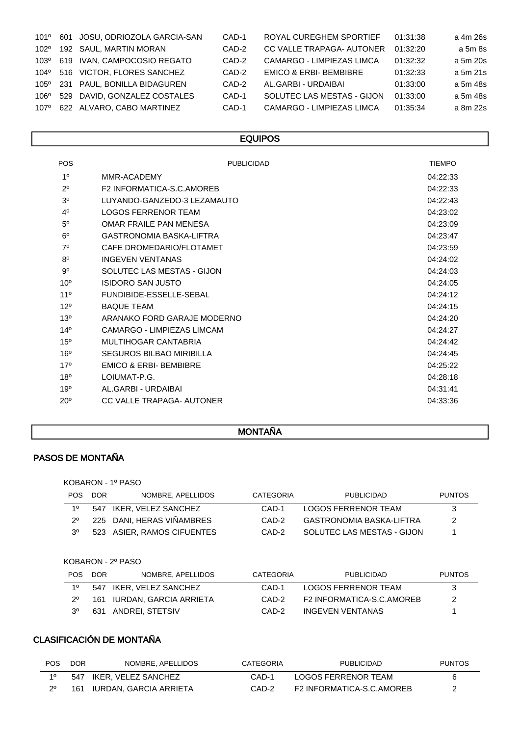| | | | | | | |
|---|---|---|---|---|---|---|
| 101º | 601 | JOSU, ODRIOZOLA GARCIA-SAN | CAD-1 | ROYAL CUREGHEM SPORTIEF | 01:31:38 | a 4m 26s |
| 102º | 192 | SAUL, MARTIN MORAN | CAD-2 | CC VALLE TRAPAGA- AUTONER | 01:32:20 | a 5m 8s |
| 103º | 619 | IVAN, CAMPOCOSIO REGATO | CAD-2 | CAMARGO - LIMPIEZAS LIMCA | 01:32:32 | a 5m 20s |
| 104º | 516 | VICTOR, FLORES SANCHEZ | CAD-2 | EMICO & ERBI- BEMBIBRE | 01:32:33 | a 5m 21s |
| 105º | 231 | PAUL, BONILLA BIDAGUREN | CAD-2 | AL.GARBI - URDAIBAI | 01:33:00 | a 5m 48s |
| 106º | 529 | DAVID, GONZALEZ COSTALES | CAD-1 | SOLUTEC LAS MESTAS - GIJON | 01:33:00 | a 5m 48s |
| 107º | 622 | ALVARO, CABO MARTINEZ | CAD-1 | CAMARGO - LIMPIEZAS LIMCA | 01:35:34 | a 8m 22s |

## EQUIPOS

| POS | PUBLICIDAD | TIEMPO |
|---|---|---|
| 1º | MMR-ACADEMY | 04:22:33 |
| 2º | F2 INFORMATICA-S.C.AMOREB | 04:22:33 |
| 3º | LUYANDO-GANZEDO-3 LEZAMAUTO | 04:22:43 |
| 4º | LOGOS FERRENOR TEAM | 04:23:02 |
| 5º | OMAR FRAILE PAN MENESA | 04:23:09 |
| 6º | GASTRONOMIA BASKA-LIFTRA | 04:23:47 |
| 7º | CAFE DROMEDARIO/FLOTAMET | 04:23:59 |
| 8º | INGEVEN VENTANAS | 04:24:02 |
| 9º | SOLUTEC LAS MESTAS - GIJON | 04:24:03 |
| 10º | ISIDORO SAN JUSTO | 04:24:05 |
| 11º | FUNDIBIDE-ESSELLE-SEBAL | 04:24:12 |
| 12º | BAQUE TEAM | 04:24:15 |
| 13º | ARANAKO FORD GARAJE MODERNO | 04:24:20 |
| 14º | CAMARGO - LIMPIEZAS LIMCAM | 04:24:27 |
| 15º | MULTIHOGAR CANTABRIA | 04:24:42 |
| 16º | SEGUROS BILBAO MIRIBILLA | 04:24:45 |
| 17º | EMICO & ERBI- BEMBIBRE | 04:25:22 |
| 18º | LOIUMAT-P.G. | 04:28:18 |
| 19º | AL.GARBI - URDAIBAI | 04:31:41 |
| 20º | CC VALLE TRAPAGA- AUTONER | 04:33:36 |

## MONTAÑA

### PASOS DE MONTAÑA

KOBARON - 1º PASO

| POS | DOR | NOMBRE, APELLIDOS | CATEGORIA | PUBLICIDAD | PUNTOS |
|---|---|---|---|---|---|
| 1º | 547 | IKER, VELEZ SANCHEZ | CAD-1 | LOGOS FERRENOR TEAM | 3 |
| 2º | 225 | DANI, HERAS VIÑAMBRES | CAD-2 | GASTRONOMIA BASKA-LIFTRA | 2 |
| 3º | 523 | ASIER, RAMOS CIFUENTES | CAD-2 | SOLUTEC LAS MESTAS - GIJON | 1 |

KOBARON - 2º PASO

| POS | DOR | NOMBRE, APELLIDOS | CATEGORIA | PUBLICIDAD | PUNTOS |
|---|---|---|---|---|---|
| 1º | 547 | IKER, VELEZ SANCHEZ | CAD-1 | LOGOS FERRENOR TEAM | 3 |
| 2º | 161 | IURDAN, GARCIA ARRIETA | CAD-2 | F2 INFORMATICA-S.C.AMOREB | 2 |
| 3º | 631 | ANDREI, STETSIV | CAD-2 | INGEVEN VENTANAS | 1 |

### CLASIFICACIÓN DE MONTAÑA

| POS | DOR | NOMBRE, APELLIDOS | CATEGORIA | PUBLICIDAD | PUNTOS |
|---|---|---|---|---|---|
| 1º | 547 | IKER, VELEZ SANCHEZ | CAD-1 | LOGOS FERRENOR TEAM | 6 |
| 2º | 161 | IURDAN, GARCIA ARRIETA | CAD-2 | F2 INFORMATICA-S.C.AMOREB | 2 |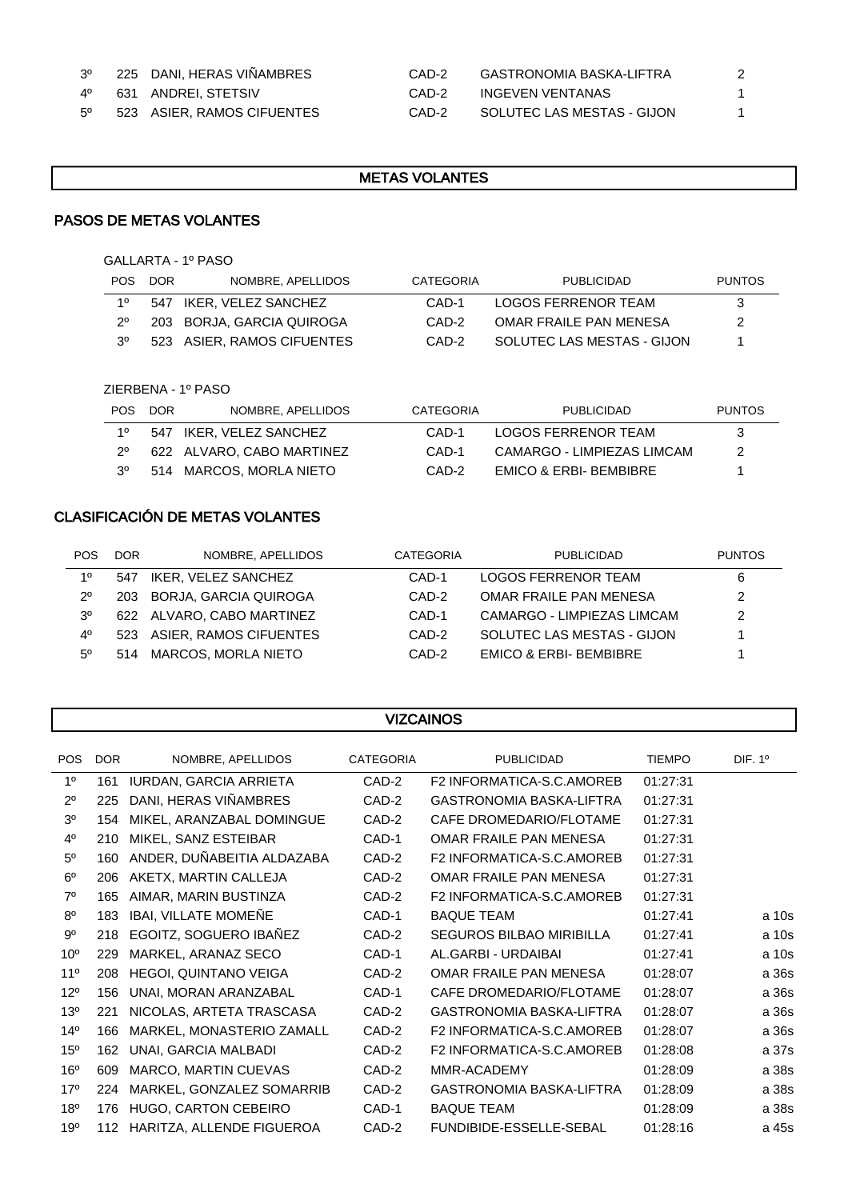| 3º | 225 | DANI, HERAS VIÑAMBRES | CAD-2 | GASTRONOMIA BASKA-LIFTRA | 2 |
|---|---|---|---|---|---|
| 4º | 631 | ANDREI, STETSIV | CAD-2 | INGEVEN VENTANAS | 1 |
| 5º | 523 | ASIER, RAMOS CIFUENTES | CAD-2 | SOLUTEC LAS MESTAS - GIJON | 1 |

## METAS VOLANTES

### PASOS DE METAS VOLANTES

GALLARTA - 1º PASO

| POS | DOR | NOMBRE, APELLIDOS | CATEGORIA | PUBLICIDAD | PUNTOS |
|---|---|---|---|---|---|
| 1º | 547 | IKER, VELEZ SANCHEZ | CAD-1 | LOGOS FERRENOR TEAM | 3 |
| 2º | 203 | BORJA, GARCIA QUIROGA | CAD-2 | OMAR FRAILE PAN MENESA | 2 |
| 3º | 523 | ASIER, RAMOS CIFUENTES | CAD-2 | SOLUTEC LAS MESTAS - GIJON | 1 |

ZIERBENA - 1º PASO

| POS | DOR | NOMBRE, APELLIDOS | CATEGORIA | PUBLICIDAD | PUNTOS |
|---|---|---|---|---|---|
| 1º | 547 | IKER, VELEZ SANCHEZ | CAD-1 | LOGOS FERRENOR TEAM | 3 |
| 2º | 622 | ALVARO, CABO MARTINEZ | CAD-1 | CAMARGO - LIMPIEZAS LIMCAM | 2 |
| 3º | 514 | MARCOS, MORLA NIETO | CAD-2 | EMICO & ERBI- BEMBIBRE | 1 |

### CLASIFICACIÓN DE METAS VOLANTES

| POS | DOR | NOMBRE, APELLIDOS | CATEGORIA | PUBLICIDAD | PUNTOS |
|---|---|---|---|---|---|
| 1º | 547 | IKER, VELEZ SANCHEZ | CAD-1 | LOGOS FERRENOR TEAM | 6 |
| 2º | 203 | BORJA, GARCIA QUIROGA | CAD-2 | OMAR FRAILE PAN MENESA | 2 |
| 3º | 622 | ALVARO, CABO MARTINEZ | CAD-1 | CAMARGO - LIMPIEZAS LIMCAM | 2 |
| 4º | 523 | ASIER, RAMOS CIFUENTES | CAD-2 | SOLUTEC LAS MESTAS - GIJON | 1 |
| 5º | 514 | MARCOS, MORLA NIETO | CAD-2 | EMICO & ERBI- BEMBIBRE | 1 |

## VIZCAINOS

| POS | DOR | NOMBRE, APELLIDOS | CATEGORIA | PUBLICIDAD | TIEMPO | DIF. 1º |
|---|---|---|---|---|---|---|
| 1º | 161 | IURDAN, GARCIA ARRIETA | CAD-2 | F2 INFORMATICA-S.C.AMOREB | 01:27:31 | |
| 2º | 225 | DANI, HERAS VIÑAMBRES | CAD-2 | GASTRONOMIA BASKA-LIFTRA | 01:27:31 | |
| 3º | 154 | MIKEL, ARANZABAL DOMINGUE | CAD-2 | CAFE DROMEDARIO/FLOTAME | 01:27:31 | |
| 4º | 210 | MIKEL, SANZ ESTEIBAR | CAD-1 | OMAR FRAILE PAN MENESA | 01:27:31 | |
| 5º | 160 | ANDER, DUÑABEITIA ALDAZABA | CAD-2 | F2 INFORMATICA-S.C.AMOREB | 01:27:31 | |
| 6º | 206 | AKETX, MARTIN CALLEJA | CAD-2 | OMAR FRAILE PAN MENESA | 01:27:31 | |
| 7º | 165 | AIMAR, MARIN BUSTINZA | CAD-2 | F2 INFORMATICA-S.C.AMOREB | 01:27:31 | |
| 8º | 183 | IBAI, VILLATE MOMEÑE | CAD-1 | BAQUE TEAM | 01:27:41 | a 10s |
| 9º | 218 | EGOITZ, SOGUERO IBAÑEZ | CAD-2 | SEGUROS BILBAO MIRIBILLA | 01:27:41 | a 10s |
| 10º | 229 | MARKEL, ARANAZ SECO | CAD-1 | AL.GARBI - URDAIBAI | 01:27:41 | a 10s |
| 11º | 208 | HEGOI, QUINTANO VEIGA | CAD-2 | OMAR FRAILE PAN MENESA | 01:28:07 | a 36s |
| 12º | 156 | UNAI, MORAN ARANZABAL | CAD-1 | CAFE DROMEDARIO/FLOTAME | 01:28:07 | a 36s |
| 13º | 221 | NICOLAS, ARTETA TRASCASA | CAD-2 | GASTRONOMIA BASKA-LIFTRA | 01:28:07 | a 36s |
| 14º | 166 | MARKEL, MONASTERIO ZAMALL | CAD-2 | F2 INFORMATICA-S.C.AMOREB | 01:28:07 | a 36s |
| 15º | 162 | UNAI, GARCIA MALBADI | CAD-2 | F2 INFORMATICA-S.C.AMOREB | 01:28:08 | a 37s |
| 16º | 609 | MARCO, MARTIN CUEVAS | CAD-2 | MMR-ACADEMY | 01:28:09 | a 38s |
| 17º | 224 | MARKEL, GONZALEZ SOMARRIB | CAD-2 | GASTRONOMIA BASKA-LIFTRA | 01:28:09 | a 38s |
| 18º | 176 | HUGO, CARTON CEBEIRO | CAD-1 | BAQUE TEAM | 01:28:09 | a 38s |
| 19º | 112 | HARITZA, ALLENDE FIGUEROA | CAD-2 | FUNDIBIDE-ESSELLE-SEBAL | 01:28:16 | a 45s |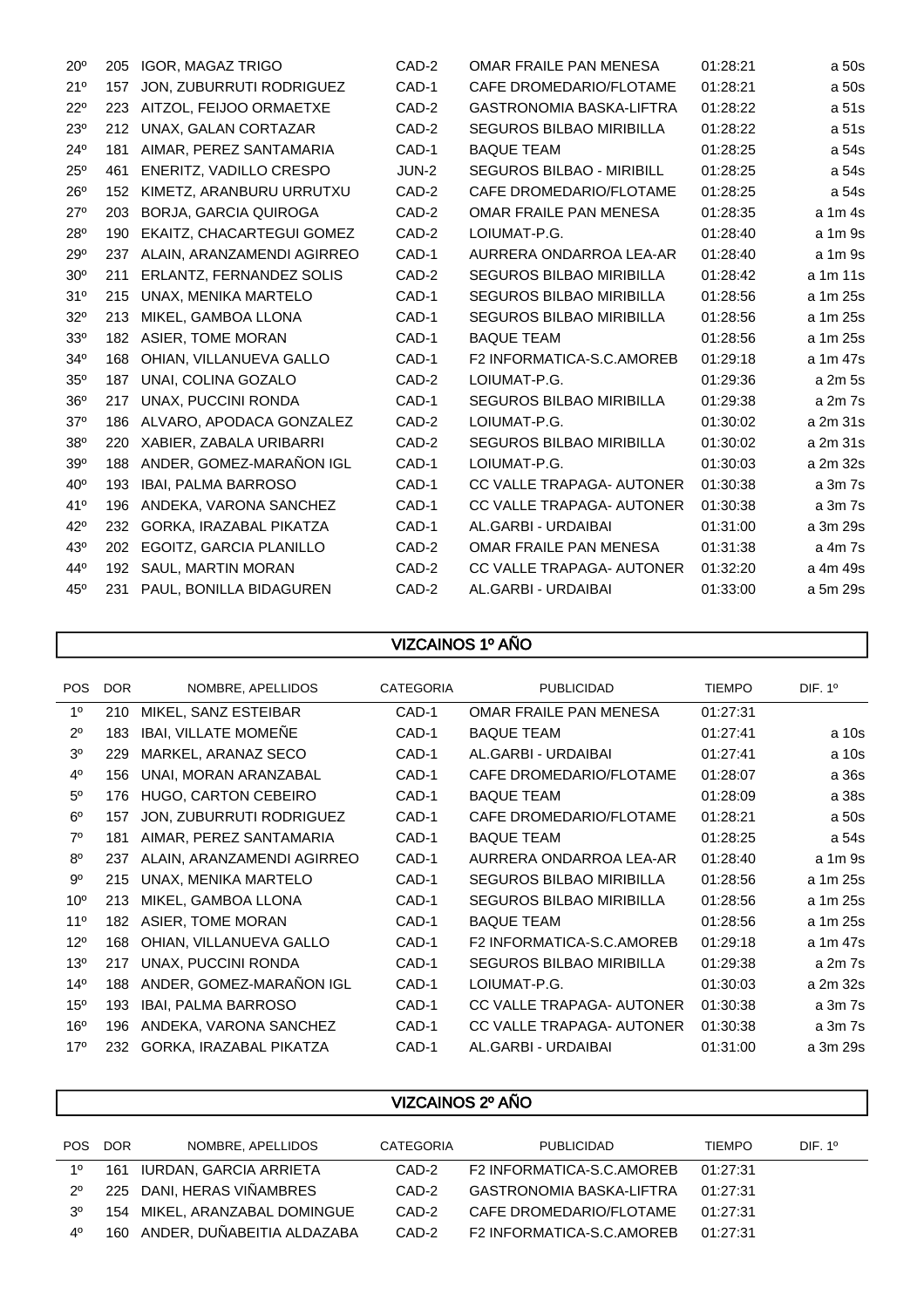| POS | DOR | NOMBRE, APELLIDOS | CATEGORIA | PUBLICIDAD | TIEMPO | DIF. 1º |
|---|---|---|---|---|---|---|
| 20º | 205 | IGOR, MAGAZ TRIGO | CAD-2 | OMAR FRAILE PAN MENESA | 01:28:21 | a 50s |
| 21º | 157 | JON, ZUBURRUTI RODRIGUEZ | CAD-1 | CAFE DROMEDARIO/FLOTAME | 01:28:21 | a 50s |
| 22º | 223 | AITZOL, FEIJOO ORMAETXE | CAD-2 | GASTRONOMIA BASKA-LIFTRA | 01:28:22 | a 51s |
| 23º | 212 | UNAX, GALAN CORTAZAR | CAD-2 | SEGUROS BILBAO MIRIBILLA | 01:28:22 | a 51s |
| 24º | 181 | AIMAR, PEREZ SANTAMARIA | CAD-1 | BAQUE TEAM | 01:28:25 | a 54s |
| 25º | 461 | ENERITZ, VADILLO CRESPO | JUN-2 | SEGUROS BILBAO - MIRIBILL | 01:28:25 | a 54s |
| 26º | 152 | KIMETZ, ARANBURU URRUTXU | CAD-2 | CAFE DROMEDARIO/FLOTAME | 01:28:25 | a 54s |
| 27º | 203 | BORJA, GARCIA QUIROGA | CAD-2 | OMAR FRAILE PAN MENESA | 01:28:35 | a 1m 4s |
| 28º | 190 | EKAITZ, CHACARTEGUI GOMEZ | CAD-2 | LOIUMAT-P.G. | 01:28:40 | a 1m 9s |
| 29º | 237 | ALAIN, ARANZAMENDI AGIRREO | CAD-1 | AURRERA ONDARROA LEA-AR | 01:28:40 | a 1m 9s |
| 30º | 211 | ERLANTZ, FERNANDEZ SOLIS | CAD-2 | SEGUROS BILBAO MIRIBILLA | 01:28:42 | a 1m 11s |
| 31º | 215 | UNAX, MENIKA MARTELO | CAD-1 | SEGUROS BILBAO MIRIBILLA | 01:28:56 | a 1m 25s |
| 32º | 213 | MIKEL, GAMBOA LLONA | CAD-1 | SEGUROS BILBAO MIRIBILLA | 01:28:56 | a 1m 25s |
| 33º | 182 | ASIER, TOME MORAN | CAD-1 | BAQUE TEAM | 01:28:56 | a 1m 25s |
| 34º | 168 | OHIAN, VILLANUEVA GALLO | CAD-1 | F2 INFORMATICA-S.C.AMOREB | 01:29:18 | a 1m 47s |
| 35º | 187 | UNAI, COLINA GOZALO | CAD-2 | LOIUMAT-P.G. | 01:29:36 | a 2m 5s |
| 36º | 217 | UNAX, PUCCINI RONDA | CAD-1 | SEGUROS BILBAO MIRIBILLA | 01:29:38 | a 2m 7s |
| 37º | 186 | ALVARO, APODACA GONZALEZ | CAD-2 | LOIUMAT-P.G. | 01:30:02 | a 2m 31s |
| 38º | 220 | XABIER, ZABALA URIBARRI | CAD-2 | SEGUROS BILBAO MIRIBILLA | 01:30:02 | a 2m 31s |
| 39º | 188 | ANDER, GOMEZ-MARAÑON IGL | CAD-1 | LOIUMAT-P.G. | 01:30:03 | a 2m 32s |
| 40º | 193 | IBAI, PALMA BARROSO | CAD-1 | CC VALLE TRAPAGA- AUTONER | 01:30:38 | a 3m 7s |
| 41º | 196 | ANDEKA, VARONA SANCHEZ | CAD-1 | CC VALLE TRAPAGA- AUTONER | 01:30:38 | a 3m 7s |
| 42º | 232 | GORKA, IRAZABAL PIKATZA | CAD-1 | AL.GARBI - URDAIBAI | 01:31:00 | a 3m 29s |
| 43º | 202 | EGOITZ, GARCIA PLANILLO | CAD-2 | OMAR FRAILE PAN MENESA | 01:31:38 | a 4m 7s |
| 44º | 192 | SAUL, MARTIN MORAN | CAD-2 | CC VALLE TRAPAGA- AUTONER | 01:32:20 | a 4m 49s |
| 45º | 231 | PAUL, BONILLA BIDAGUREN | CAD-2 | AL.GARBI - URDAIBAI | 01:33:00 | a 5m 29s |

## VIZCAINOS 1º AÑO

| POS | DOR | NOMBRE, APELLIDOS | CATEGORIA | PUBLICIDAD | TIEMPO | DIF. 1º |
|---|---|---|---|---|---|---|
| 1º | 210 | MIKEL, SANZ ESTEIBAR | CAD-1 | OMAR FRAILE PAN MENESA | 01:27:31 | |
| 2º | 183 | IBAI, VILLATE MOMEÑE | CAD-1 | BAQUE TEAM | 01:27:41 | a 10s |
| 3º | 229 | MARKEL, ARANAZ SECO | CAD-1 | AL.GARBI - URDAIBAI | 01:27:41 | a 10s |
| 4º | 156 | UNAI, MORAN ARANZABAL | CAD-1 | CAFE DROMEDARIO/FLOTAME | 01:28:07 | a 36s |
| 5º | 176 | HUGO, CARTON CEBEIRO | CAD-1 | BAQUE TEAM | 01:28:09 | a 38s |
| 6º | 157 | JON, ZUBURRUTI RODRIGUEZ | CAD-1 | CAFE DROMEDARIO/FLOTAME | 01:28:21 | a 50s |
| 7º | 181 | AIMAR, PEREZ SANTAMARIA | CAD-1 | BAQUE TEAM | 01:28:25 | a 54s |
| 8º | 237 | ALAIN, ARANZAMENDI AGIRREO | CAD-1 | AURRERA ONDARROA LEA-AR | 01:28:40 | a 1m 9s |
| 9º | 215 | UNAX, MENIKA MARTELO | CAD-1 | SEGUROS BILBAO MIRIBILLA | 01:28:56 | a 1m 25s |
| 10º | 213 | MIKEL, GAMBOA LLONA | CAD-1 | SEGUROS BILBAO MIRIBILLA | 01:28:56 | a 1m 25s |
| 11º | 182 | ASIER, TOME MORAN | CAD-1 | BAQUE TEAM | 01:28:56 | a 1m 25s |
| 12º | 168 | OHIAN, VILLANUEVA GALLO | CAD-1 | F2 INFORMATICA-S.C.AMOREB | 01:29:18 | a 1m 47s |
| 13º | 217 | UNAX, PUCCINI RONDA | CAD-1 | SEGUROS BILBAO MIRIBILLA | 01:29:38 | a 2m 7s |
| 14º | 188 | ANDER, GOMEZ-MARAÑON IGL | CAD-1 | LOIUMAT-P.G. | 01:30:03 | a 2m 32s |
| 15º | 193 | IBAI, PALMA BARROSO | CAD-1 | CC VALLE TRAPAGA- AUTONER | 01:30:38 | a 3m 7s |
| 16º | 196 | ANDEKA, VARONA SANCHEZ | CAD-1 | CC VALLE TRAPAGA- AUTONER | 01:30:38 | a 3m 7s |
| 17º | 232 | GORKA, IRAZABAL PIKATZA | CAD-1 | AL.GARBI - URDAIBAI | 01:31:00 | a 3m 29s |

## VIZCAINOS 2º AÑO

| POS | DOR | NOMBRE, APELLIDOS | CATEGORIA | PUBLICIDAD | TIEMPO | DIF. 1º |
|---|---|---|---|---|---|---|
| 1º | 161 | IURDAN, GARCIA ARRIETA | CAD-2 | F2 INFORMATICA-S.C.AMOREB | 01:27:31 | |
| 2º | 225 | DANI, HERAS VIÑAMBRES | CAD-2 | GASTRONOMIA BASKA-LIFTRA | 01:27:31 | |
| 3º | 154 | MIKEL, ARANZABAL DOMINGUE | CAD-2 | CAFE DROMEDARIO/FLOTAME | 01:27:31 | |
| 4º | 160 | ANDER, DUÑABEITIA ALDAZABA | CAD-2 | F2 INFORMATICA-S.C.AMOREB | 01:27:31 | |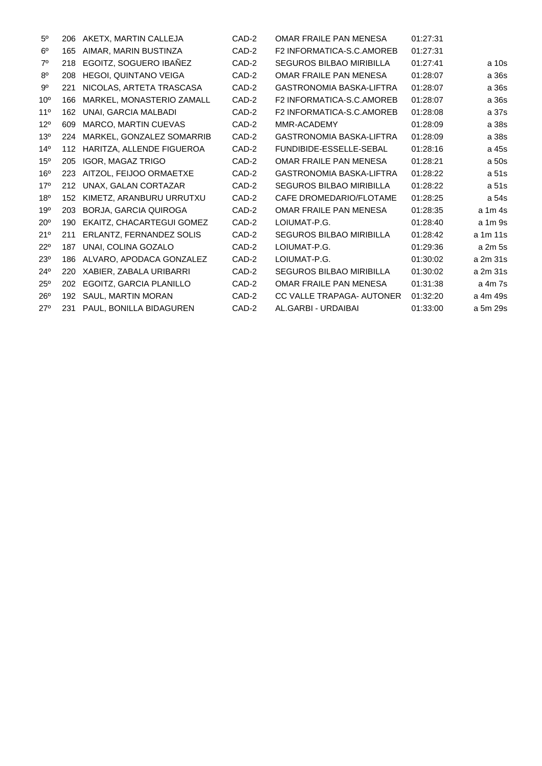| | | | | | | |
|---|---|---|---|---|---|---|
| 5º | 206 | AKETX, MARTIN CALLEJA | CAD-2 | OMAR FRAILE PAN MENESA | 01:27:31 | |
| 6º | 165 | AIMAR, MARIN BUSTINZA | CAD-2 | F2 INFORMATICA-S.C.AMOREB | 01:27:31 | |
| 7º | 218 | EGOITZ, SOGUERO IBAÑEZ | CAD-2 | SEGUROS BILBAO MIRIBILLA | 01:27:41 | a 10s |
| 8º | 208 | HEGOI, QUINTANO VEIGA | CAD-2 | OMAR FRAILE PAN MENESA | 01:28:07 | a 36s |
| 9º | 221 | NICOLAS, ARTETA TRASCASA | CAD-2 | GASTRONOMIA BASKA-LIFTRA | 01:28:07 | a 36s |
| 10º | 166 | MARKEL, MONASTERIO ZAMALL | CAD-2 | F2 INFORMATICA-S.C.AMOREB | 01:28:07 | a 36s |
| 11º | 162 | UNAI, GARCIA MALBADI | CAD-2 | F2 INFORMATICA-S.C.AMOREB | 01:28:08 | a 37s |
| 12º | 609 | MARCO, MARTIN CUEVAS | CAD-2 | MMR-ACADEMY | 01:28:09 | a 38s |
| 13º | 224 | MARKEL, GONZALEZ SOMARRIB | CAD-2 | GASTRONOMIA BASKA-LIFTRA | 01:28:09 | a 38s |
| 14º | 112 | HARITZA, ALLENDE FIGUEROA | CAD-2 | FUNDIBIDE-ESSELLE-SEBAL | 01:28:16 | a 45s |
| 15º | 205 | IGOR, MAGAZ TRIGO | CAD-2 | OMAR FRAILE PAN MENESA | 01:28:21 | a 50s |
| 16º | 223 | AITZOL, FEIJOO ORMAETXE | CAD-2 | GASTRONOMIA BASKA-LIFTRA | 01:28:22 | a 51s |
| 17º | 212 | UNAX, GALAN CORTAZAR | CAD-2 | SEGUROS BILBAO MIRIBILLA | 01:28:22 | a 51s |
| 18º | 152 | KIMETZ, ARANBURU URRUTXU | CAD-2 | CAFE DROMEDARIO/FLOTAME | 01:28:25 | a 54s |
| 19º | 203 | BORJA, GARCIA QUIROGA | CAD-2 | OMAR FRAILE PAN MENESA | 01:28:35 | a 1m 4s |
| 20º | 190 | EKAITZ, CHACARTEGUI GOMEZ | CAD-2 | LOIUMAT-P.G. | 01:28:40 | a 1m 9s |
| 21º | 211 | ERLANTZ, FERNANDEZ SOLIS | CAD-2 | SEGUROS BILBAO MIRIBILLA | 01:28:42 | a 1m 11s |
| 22º | 187 | UNAI, COLINA GOZALO | CAD-2 | LOIUMAT-P.G. | 01:29:36 | a 2m 5s |
| 23º | 186 | ALVARO, APODACA GONZALEZ | CAD-2 | LOIUMAT-P.G. | 01:30:02 | a 2m 31s |
| 24º | 220 | XABIER, ZABALA URIBARRI | CAD-2 | SEGUROS BILBAO MIRIBILLA | 01:30:02 | a 2m 31s |
| 25º | 202 | EGOITZ, GARCIA PLANILLO | CAD-2 | OMAR FRAILE PAN MENESA | 01:31:38 | a 4m 7s |
| 26º | 192 | SAUL, MARTIN MORAN | CAD-2 | CC VALLE TRAPAGA- AUTONER | 01:32:20 | a 4m 49s |
| 27º | 231 | PAUL, BONILLA BIDAGUREN | CAD-2 | AL.GARBI - URDAIBAI | 01:33:00 | a 5m 29s |